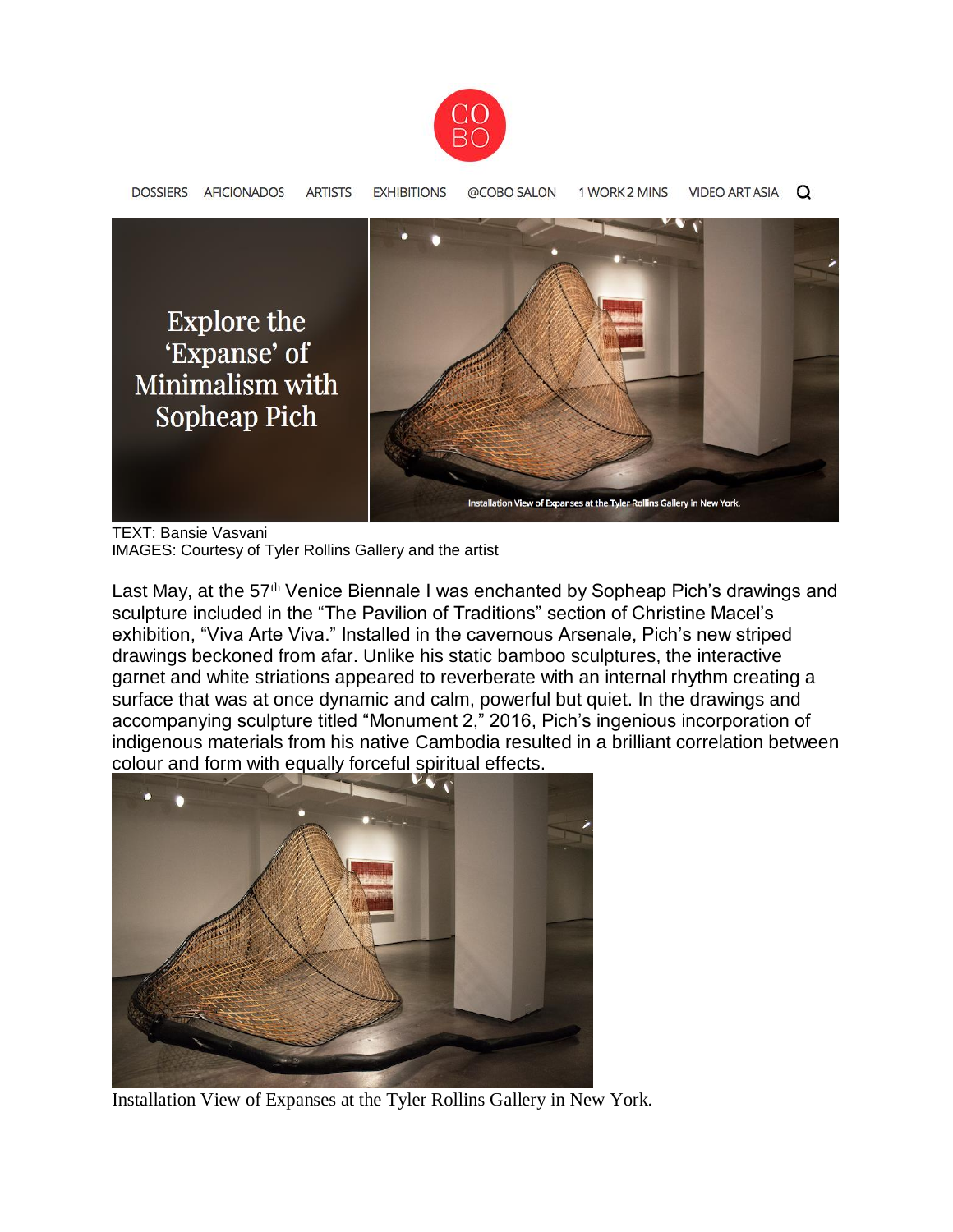DOSSIERS AFICIONADOS ARTISTS EXHIBITIONS @COBO SALON 1 WORK 2 MINS VIDEO ART ASIA

# Explore the 'Expanse' of Minimalism with Sopheap Pich

Installation View of Expanses at the Tyler Rollins Gallery in New York.

TEXT: Bansie Vasvani
IMAGES: Courtesy of Tyler Rollins Gallery and the artist

Last May, at the 57th Venice Biennale I was enchanted by Sopheap Pich's drawings and sculpture included in the "The Pavilion of Traditions" section of Christine Macel's exhibition, "Viva Arte Viva." Installed in the cavernous Arsenale, Pich's new striped drawings beckoned from afar. Unlike his static bamboo sculptures, the interactive garnet and white striations appeared to reverberate with an internal rhythm creating a surface that was at once dynamic and calm, powerful but quiet. In the drawings and accompanying sculpture titled "Monument 2," 2016, Pich's ingenious incorporation of indigenous materials from his native Cambodia resulted in a brilliant correlation between colour and form with equally forceful spiritual effects.

Installation View of Expanses at the Tyler Rollins Gallery in New York.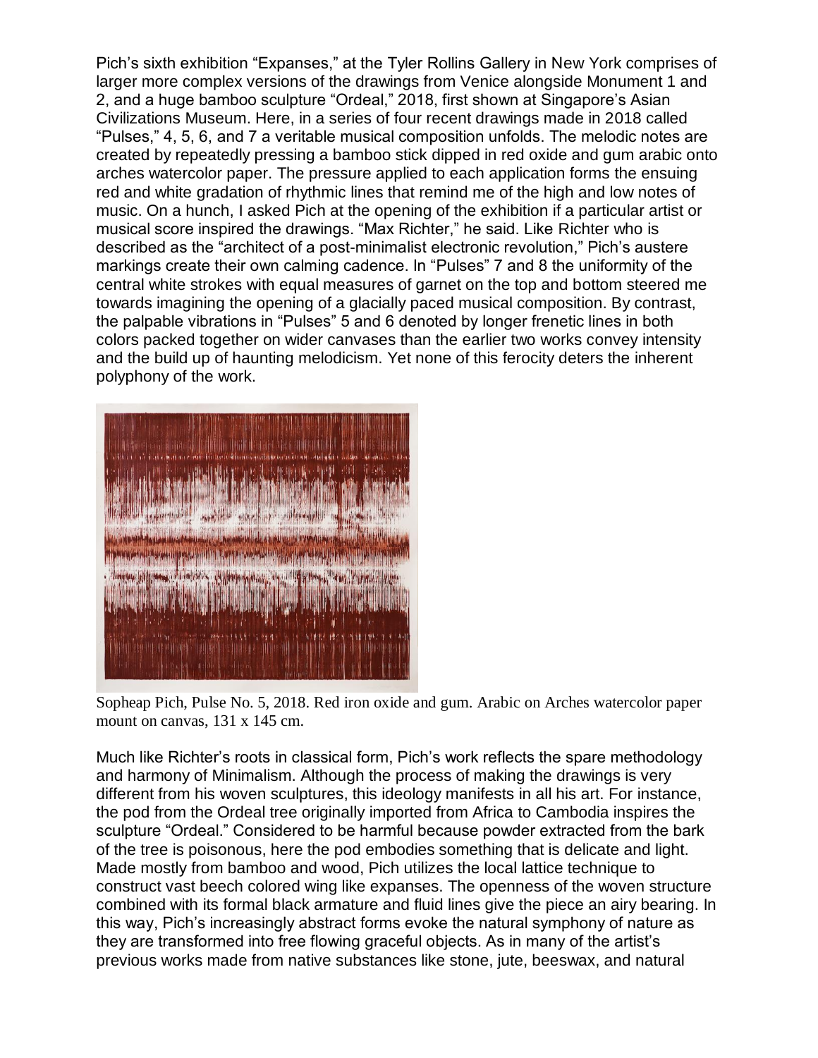Pich's sixth exhibition "Expanses," at the Tyler Rollins Gallery in New York comprises of larger more complex versions of the drawings from Venice alongside Monument 1 and 2, and a huge bamboo sculpture "Ordeal," 2018, first shown at Singapore's Asian Civilizations Museum. Here, in a series of four recent drawings made in 2018 called "Pulses," 4, 5, 6, and 7 a veritable musical composition unfolds. The melodic notes are created by repeatedly pressing a bamboo stick dipped in red oxide and gum arabic onto arches watercolor paper. The pressure applied to each application forms the ensuing red and white gradation of rhythmic lines that remind me of the high and low notes of music. On a hunch, I asked Pich at the opening of the exhibition if a particular artist or musical score inspired the drawings. "Max Richter," he said. Like Richter who is described as the "architect of a post-minimalist electronic revolution," Pich's austere markings create their own calming cadence. In "Pulses" 7 and 8 the uniformity of the central white strokes with equal measures of garnet on the top and bottom steered me towards imagining the opening of a glacially paced musical composition. By contrast, the palpable vibrations in "Pulses" 5 and 6 denoted by longer frenetic lines in both colors packed together on wider canvases than the earlier two works convey intensity and the build up of haunting melodicism. Yet none of this ferocity deters the inherent polyphony of the work.

Sopheap Pich, Pulse No. 5, 2018. Red iron oxide and gum. Arabic on Arches watercolor paper mount on canvas, 131 x 145 cm.

Much like Richter's roots in classical form, Pich's work reflects the spare methodology and harmony of Minimalism. Although the process of making the drawings is very different from his woven sculptures, this ideology manifests in all his art. For instance, the pod from the Ordeal tree originally imported from Africa to Cambodia inspires the sculpture "Ordeal." Considered to be harmful because powder extracted from the bark of the tree is poisonous, here the pod embodies something that is delicate and light. Made mostly from bamboo and wood, Pich utilizes the local lattice technique to construct vast beech colored wing like expanses. The openness of the woven structure combined with its formal black armature and fluid lines give the piece an airy bearing. In this way, Pich's increasingly abstract forms evoke the natural symphony of nature as they are transformed into free flowing graceful objects. As in many of the artist's previous works made from native substances like stone, jute, beeswax, and natural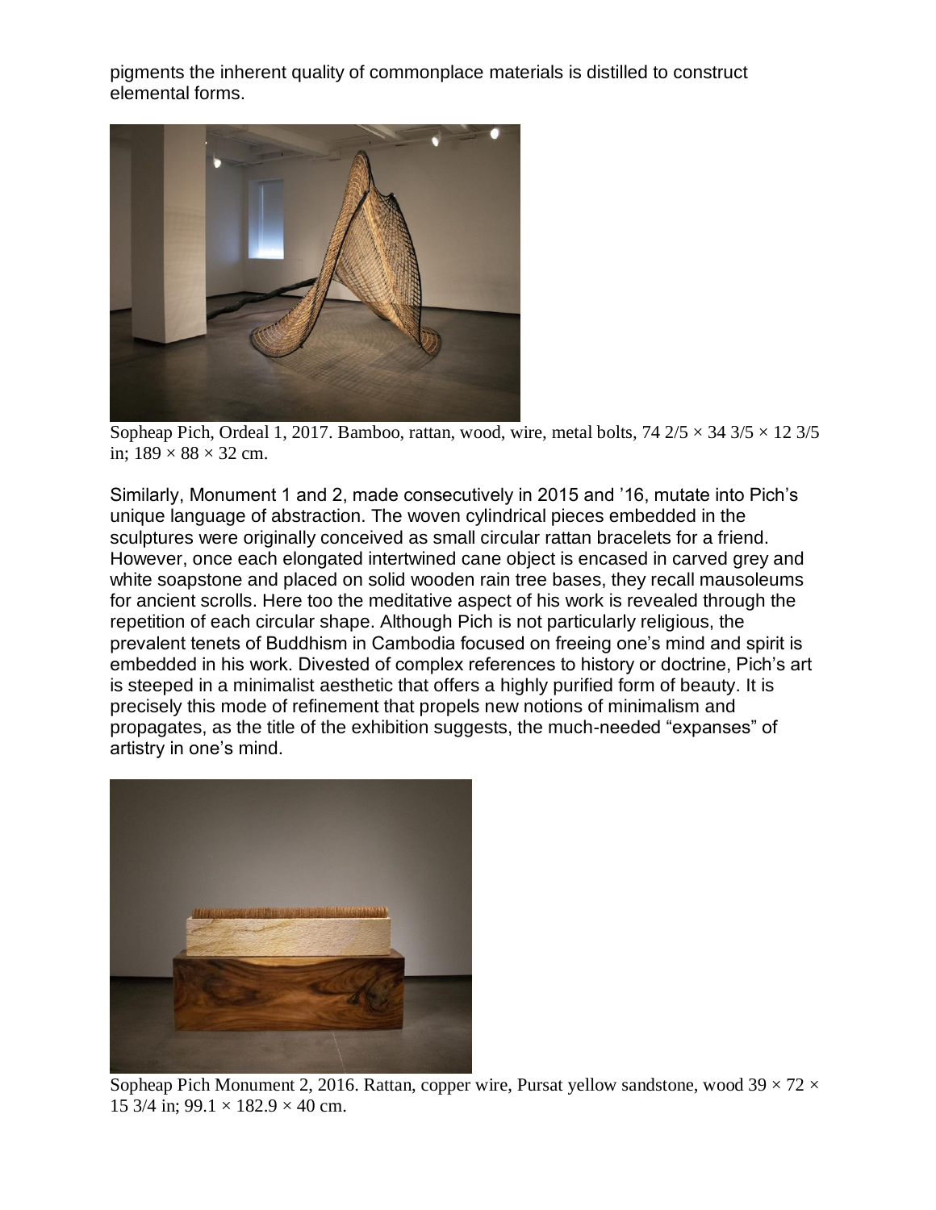pigments the inherent quality of commonplace materials is distilled to construct elemental forms.

Sopheap Pich, Ordeal 1, 2017. Bamboo, rattan, wood, wire, metal bolts, 74 2/5 × 34 3/5 × 12 3/5 in; 189 × 88 × 32 cm.

Similarly, Monument 1 and 2, made consecutively in 2015 and '16, mutate into Pich's unique language of abstraction. The woven cylindrical pieces embedded in the sculptures were originally conceived as small circular rattan bracelets for a friend. However, once each elongated intertwined cane object is encased in carved grey and white soapstone and placed on solid wooden rain tree bases, they recall mausoleums for ancient scrolls. Here too the meditative aspect of his work is revealed through the repetition of each circular shape. Although Pich is not particularly religious, the prevalent tenets of Buddhism in Cambodia focused on freeing one's mind and spirit is embedded in his work. Divested of complex references to history or doctrine, Pich's art is steeped in a minimalist aesthetic that offers a highly purified form of beauty. It is precisely this mode of refinement that propels new notions of minimalism and propagates, as the title of the exhibition suggests, the much-needed "expanses" of artistry in one's mind.

Sopheap Pich Monument 2, 2016. Rattan, copper wire, Pursat yellow sandstone, wood 39 × 72 × 15 3/4 in; 99.1 × 182.9 × 40 cm.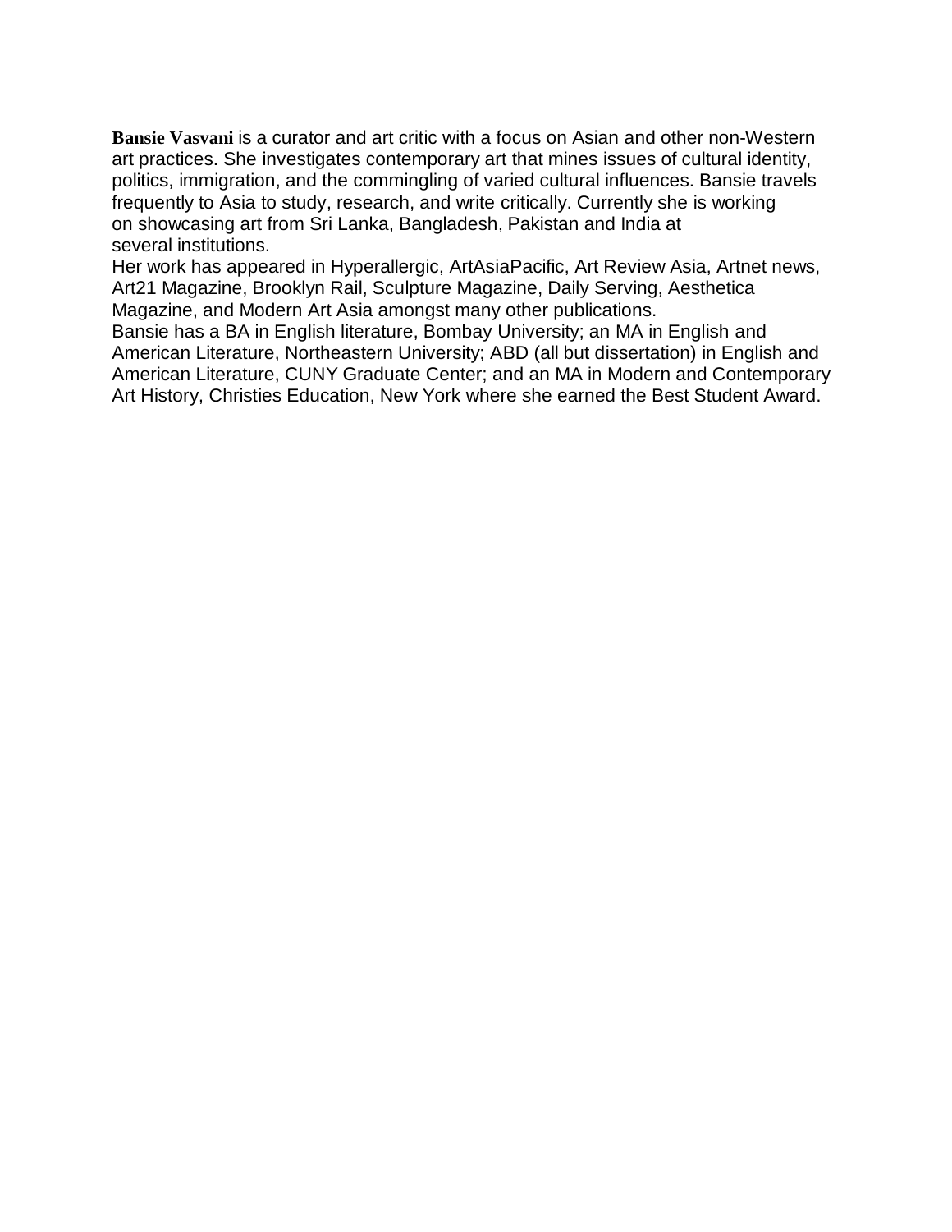**Bansie Vasvani** is a curator and art critic with a focus on Asian and other non-Western art practices. She investigates contemporary art that mines issues of cultural identity, politics, immigration, and the commingling of varied cultural influences. Bansie travels frequently to Asia to study, research, and write critically. Currently she is working on showcasing art from Sri Lanka, Bangladesh, Pakistan and India at several institutions.

Her work has appeared in Hyperallergic, ArtAsiaPacific, Art Review Asia, Artnet news, Art21 Magazine, Brooklyn Rail, Sculpture Magazine, Daily Serving, Aesthetica Magazine, and Modern Art Asia amongst many other publications.

Bansie has a BA in English literature, Bombay University; an MA in English and American Literature, Northeastern University; ABD (all but dissertation) in English and American Literature, CUNY Graduate Center; and an MA in Modern and Contemporary Art History, Christies Education, New York where she earned the Best Student Award.